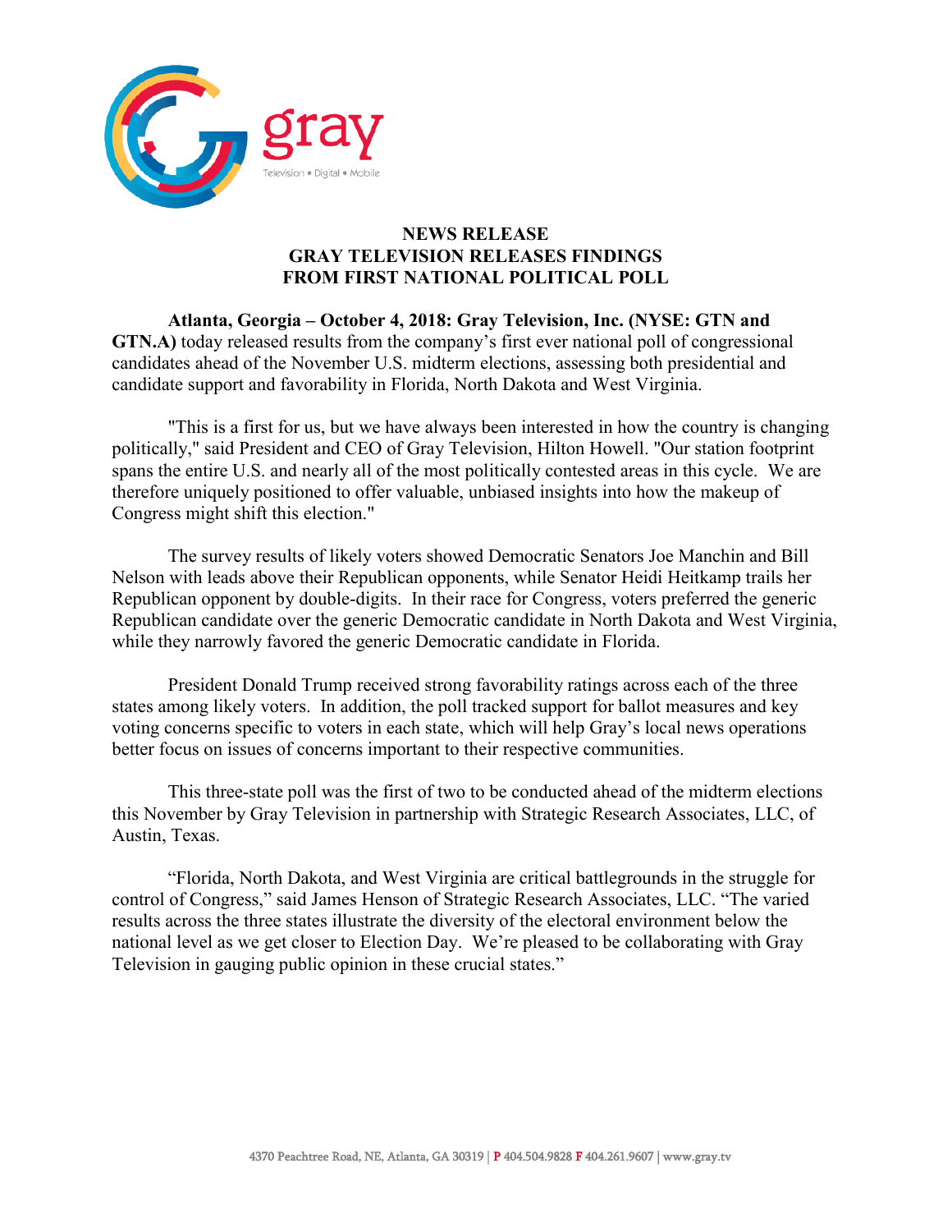gray

Television • Digital • Mobile

**NEWS RELEASE**
**GRAY TELEVISION RELEASES FINDINGS FROM FIRST NATIONAL POLITICAL POLL**

**Atlanta, Georgia – October 4, 2018: Gray Television, Inc. (NYSE: GTN and GTN.A)** today released results from the company's first ever national poll of congressional candidates ahead of the November U.S. midterm elections, assessing both presidential and candidate support and favorability in Florida, North Dakota and West Virginia.

"This is a first for us, but we have always been interested in how the country is changing politically," said President and CEO of Gray Television, Hilton Howell. "Our station footprint spans the entire U.S. and nearly all of the most politically contested areas in this cycle. We are therefore uniquely positioned to offer valuable, unbiased insights into how the makeup of Congress might shift this election."

The survey results of likely voters showed Democratic Senators Joe Manchin and Bill Nelson with leads above their Republican opponents, while Senator Heidi Heitkamp trails her Republican opponent by double-digits. In their race for Congress, voters preferred the generic Republican candidate over the generic Democratic candidate in North Dakota and West Virginia, while they narrowly favored the generic Democratic candidate in Florida.

President Donald Trump received strong favorability ratings across each of the three states among likely voters. In addition, the poll tracked support for ballot measures and key voting concerns specific to voters in each state, which will help Gray's local news operations better focus on issues of concerns important to their respective communities.

This three-state poll was the first of two to be conducted ahead of the midterm elections this November by Gray Television in partnership with Strategic Research Associates, LLC, of Austin, Texas.

"Florida, North Dakota, and West Virginia are critical battlegrounds in the struggle for control of Congress," said James Henson of Strategic Research Associates, LLC. "The varied results across the three states illustrate the diversity of the electoral environment below the national level as we get closer to Election Day. We're pleased to be collaborating with Gray Television in gauging public opinion in these crucial states."

4370 Peachtree Road, NE, Atlanta, GA 30319 | P 404.504.9828 F 404.261.9607 | www.gray.tv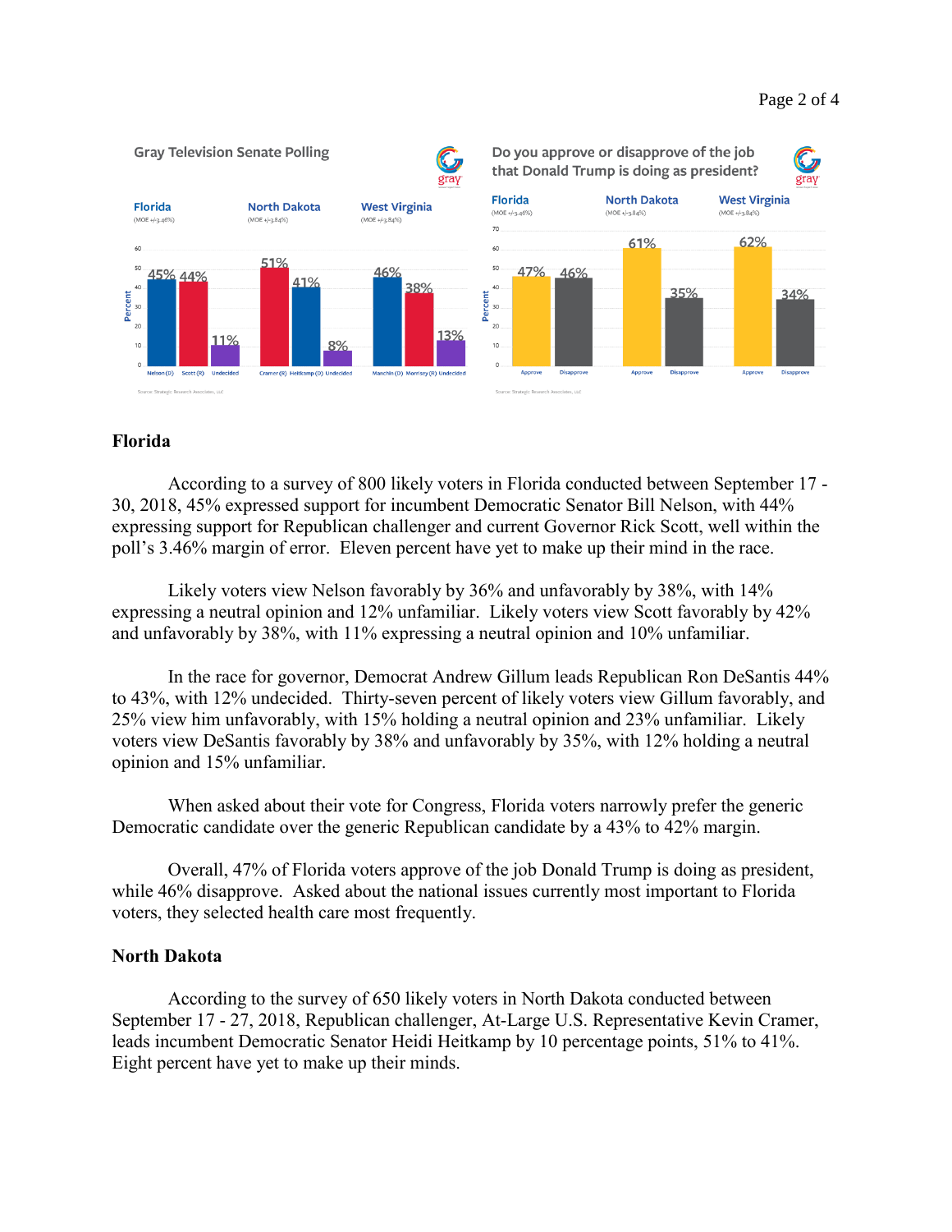## Florida

According to a survey of 800 likely voters in Florida conducted between September 17 - 30, 2018, 45% expressed support for incumbent Democratic Senator Bill Nelson, with 44% expressing support for Republican challenger and current Governor Rick Scott, well within the poll's 3.46% margin of error. Eleven percent have yet to make up their mind in the race.

Likely voters view Nelson favorably by 36% and unfavorably by 38%, with 14% expressing a neutral opinion and 12% unfamiliar. Likely voters view Scott favorably by 42% and unfavorably by 38%, with 11% expressing a neutral opinion and 10% unfamiliar.

In the race for governor, Democrat Andrew Gillum leads Republican Ron DeSantis 44% to 43%, with 12% undecided. Thirty-seven percent of likely voters view Gillum favorably, and 25% view him unfavorably, with 15% holding a neutral opinion and 23% unfamiliar. Likely voters view DeSantis favorably by 38% and unfavorably by 35%, with 12% holding a neutral opinion and 15% unfamiliar.

When asked about their vote for Congress, Florida voters narrowly prefer the generic Democratic candidate over the generic Republican candidate by a 43% to 42% margin.

Overall, 47% of Florida voters approve of the job Donald Trump is doing as president, while 46% disapprove. Asked about the national issues currently most important to Florida voters, they selected health care most frequently.

## North Dakota

According to the survey of 650 likely voters in North Dakota conducted between September 17 - 27, 2018, Republican challenger, At-Large U.S. Representative Kevin Cramer, leads incumbent Democratic Senator Heidi Heitkamp by 10 percentage points, 51% to 41%. Eight percent have yet to make up their minds.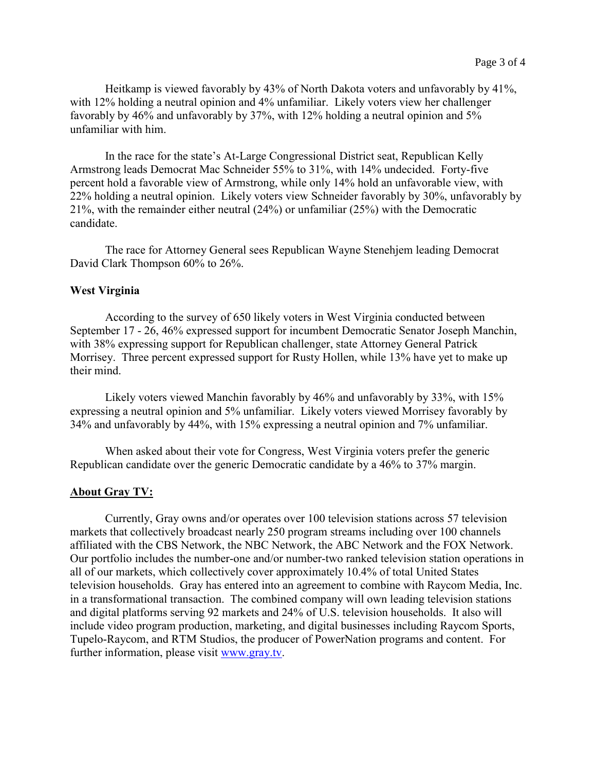Heitkamp is viewed favorably by 43% of North Dakota voters and unfavorably by 41%, with 12% holding a neutral opinion and 4% unfamiliar. Likely voters view her challenger favorably by 46% and unfavorably by 37%, with 12% holding a neutral opinion and 5% unfamiliar with him.

In the race for the state's At-Large Congressional District seat, Republican Kelly Armstrong leads Democrat Mac Schneider 55% to 31%, with 14% undecided. Forty-five percent hold a favorable view of Armstrong, while only 14% hold an unfavorable view, with 22% holding a neutral opinion. Likely voters view Schneider favorably by 30%, unfavorably by 21%, with the remainder either neutral (24%) or unfamiliar (25%) with the Democratic candidate.

The race for Attorney General sees Republican Wayne Stenehjem leading Democrat David Clark Thompson 60% to 26%.

**West Virginia**

According to the survey of 650 likely voters in West Virginia conducted between September 17 - 26, 46% expressed support for incumbent Democratic Senator Joseph Manchin, with 38% expressing support for Republican challenger, state Attorney General Patrick Morrisey. Three percent expressed support for Rusty Hollen, while 13% have yet to make up their mind.

Likely voters viewed Manchin favorably by 46% and unfavorably by 33%, with 15% expressing a neutral opinion and 5% unfamiliar. Likely voters viewed Morrisey favorably by 34% and unfavorably by 44%, with 15% expressing a neutral opinion and 7% unfamiliar.

When asked about their vote for Congress, West Virginia voters prefer the generic Republican candidate over the generic Democratic candidate by a 46% to 37% margin.

**About Gray TV:**

Currently, Gray owns and/or operates over 100 television stations across 57 television markets that collectively broadcast nearly 250 program streams including over 100 channels affiliated with the CBS Network, the NBC Network, the ABC Network and the FOX Network. Our portfolio includes the number-one and/or number-two ranked television station operations in all of our markets, which collectively cover approximately 10.4% of total United States television households. Gray has entered into an agreement to combine with Raycom Media, Inc. in a transformational transaction. The combined company will own leading television stations and digital platforms serving 92 markets and 24% of U.S. television households. It also will include video program production, marketing, and digital businesses including Raycom Sports, Tupelo-Raycom, and RTM Studios, the producer of PowerNation programs and content. For further information, please visit [www.gray.tv](www.gray.tv).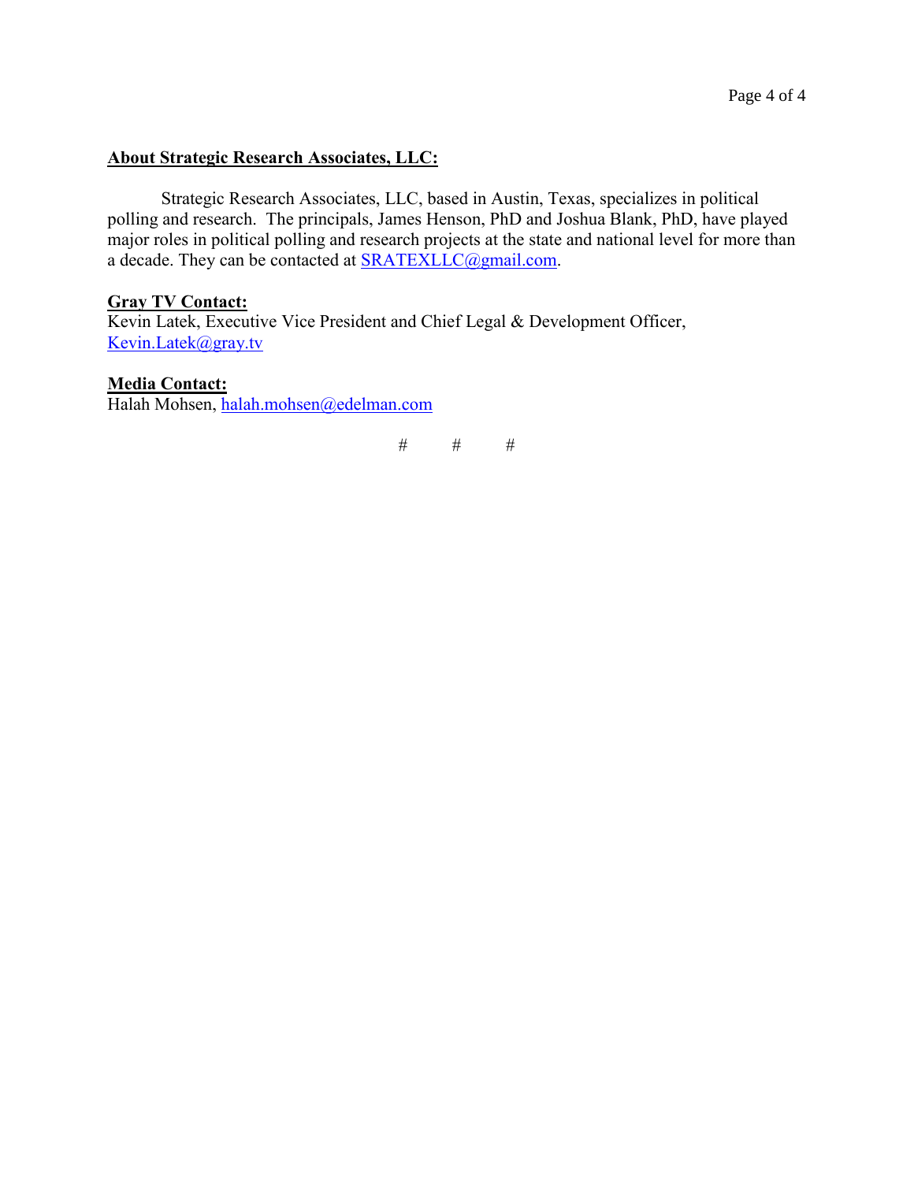**About Strategic Research Associates, LLC:**

Strategic Research Associates, LLC, based in Austin, Texas, specializes in political polling and research. The principals, James Henson, PhD and Joshua Blank, PhD, have played major roles in political polling and research projects at the state and national level for more than a decade. They can be contacted at SRATEXLLC@gmail.com.

**Gray TV Contact:**
Kevin Latek, Executive Vice President and Chief Legal & Development Officer, Kevin.Latek@gray.tv

**Media Contact:**
Halah Mohsen, halah.mohsen@edelman.com

# # #